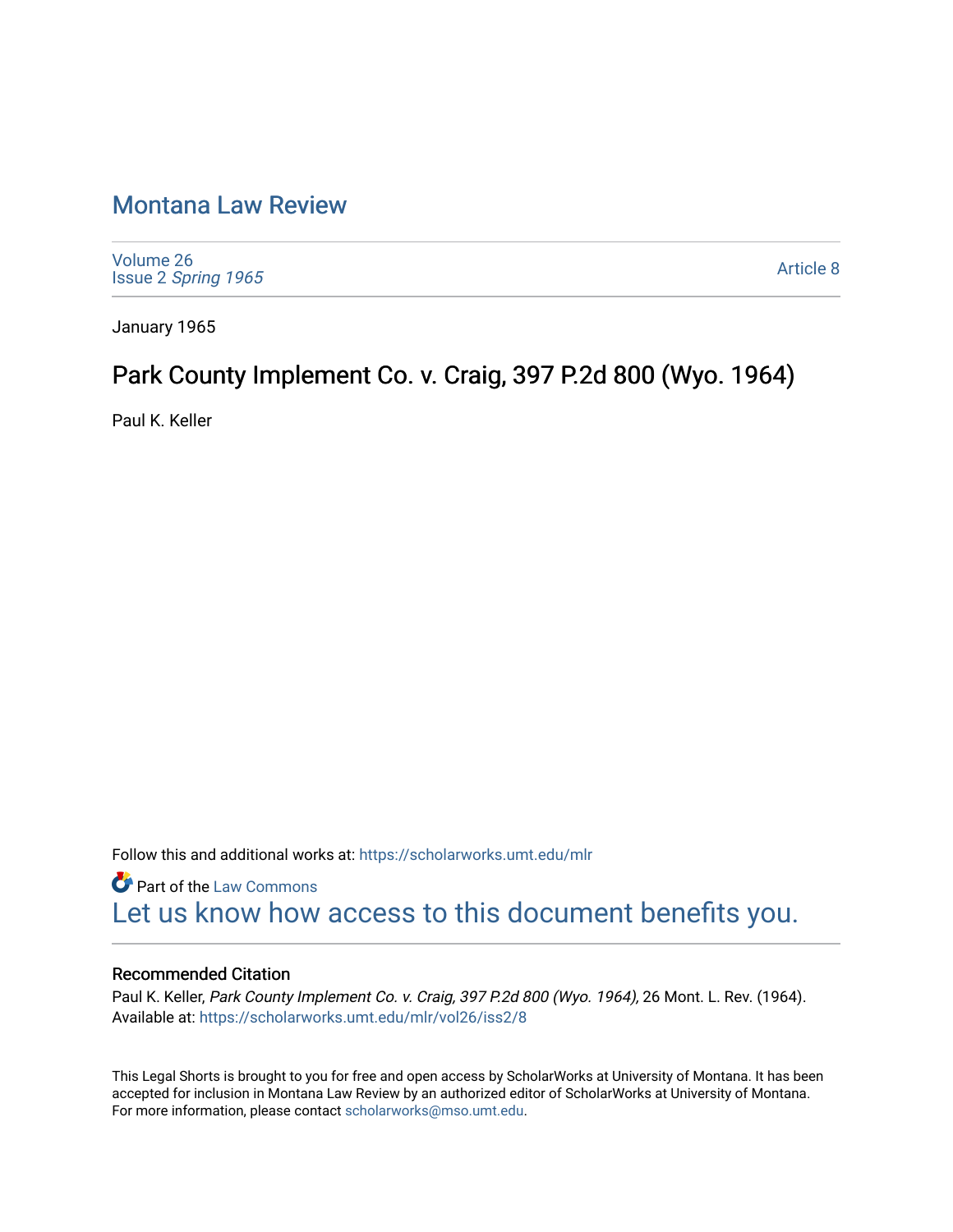# Montana Law Review

Volume 26
Issue 2 *Spring 1965*

Article 8

January 1965

## Park County Implement Co. v. Craig, 397 P.2d 800 (Wyo. 1964)

Paul K. Keller

Follow this and additional works at: https://scholarworks.umt.edu/mlr

Part of the Law Commons

Let us know how access to this document benefits you.

### Recommended Citation

Paul K. Keller, *Park County Implement Co. v. Craig, 397 P.2d 800 (Wyo. 1964),* 26 Mont. L. Rev. (1964).
Available at: https://scholarworks.umt.edu/mlr/vol26/iss2/8

This Legal Shorts is brought to you for free and open access by ScholarWorks at University of Montana. It has been accepted for inclusion in Montana Law Review by an authorized editor of ScholarWorks at University of Montana. For more information, please contact scholarworks@mso.umt.edu.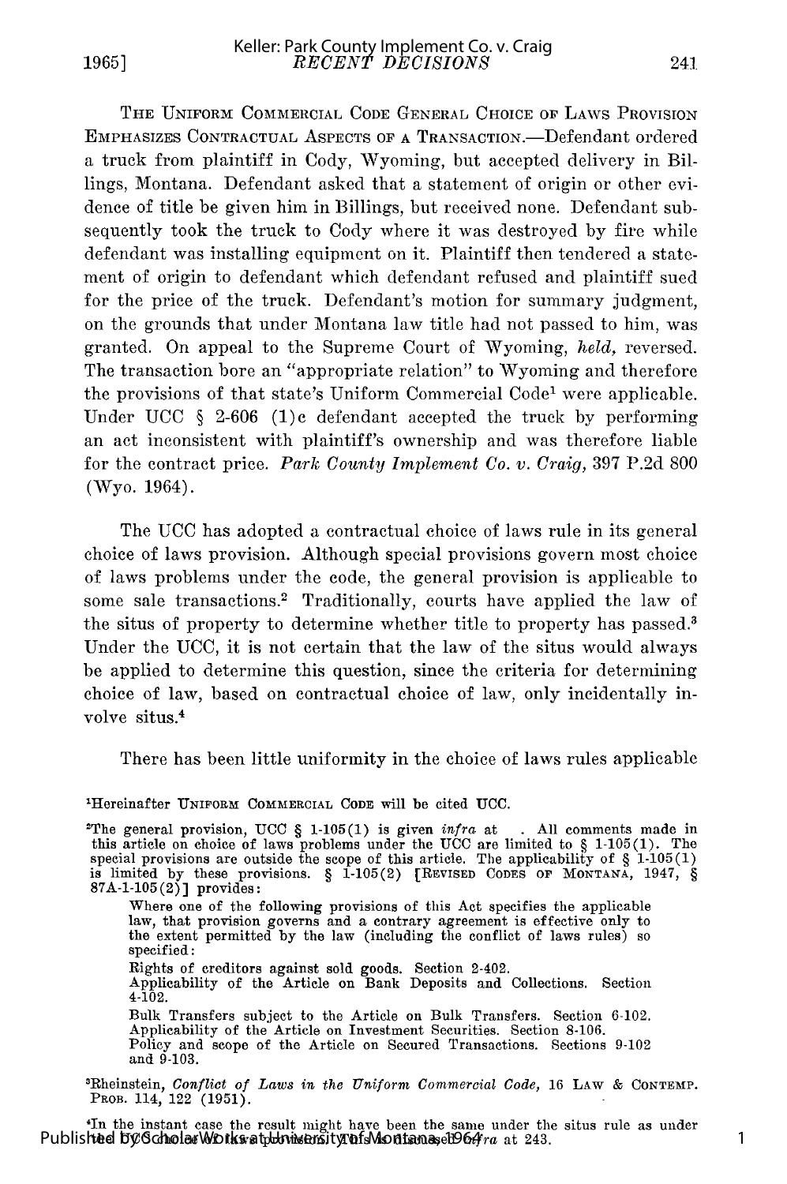The Uniform Commercial Code General Choice of Laws Provision Emphasizes Contractual Aspects of a Transaction.—Defendant ordered a truck from plaintiff in Cody, Wyoming, but accepted delivery in Billings, Montana. Defendant asked that a statement of origin or other evidence of title be given him in Billings, but received none. Defendant subsequently took the truck to Cody where it was destroyed by fire while defendant was installing equipment on it. Plaintiff then tendered a statement of origin to defendant which defendant refused and plaintiff sued for the price of the truck. Defendant's motion for summary judgment, on the grounds that under Montana law title had not passed to him, was granted. On appeal to the Supreme Court of Wyoming, *held*, reversed. The transaction bore an "appropriate relation" to Wyoming and therefore the provisions of that state's Uniform Commercial Code[1] were applicable. Under UCC § 2-606 (1)c defendant accepted the truck by performing an act inconsistent with plaintiff's ownership and was therefore liable for the contract price. *Park County Implement Co. v. Craig*, 397 P.2d 800 (Wyo. 1964).

The UCC has adopted a contractual choice of laws rule in its general choice of laws provision. Although special provisions govern most choice of laws problems under the code, the general provision is applicable to some sale transactions.[2] Traditionally, courts have applied the law of the situs of property to determine whether title to property has passed.[3] Under the UCC, it is not certain that the law of the situs would always be applied to determine this question, since the criteria for determining choice of law, based on contractual choice of law, only incidentally involve situs.[4]

There has been little uniformity in the choice of laws rules applicable

---

[1]Hereinafter Uniform Commercial Code will be cited UCC.

[2]The general provision, UCC § 1-105(1) is given *infra* at . All comments made in this article on choice of laws problems under the UCC are limited to § 1-105(1). The special provisions are outside the scope of this article. The applicability of § 1-105(1) is limited by these provisions. § 1-105(2) [Revised Codes of Montana, 1947, § 87A-1-105(2)] provides:

> Where one of the following provisions of this Act specifies the applicable law, that provision governs and a contrary agreement is effective only to the extent permitted by the law (including the conflict of laws rules) so specified:
>
> Rights of creditors against sold goods. Section 2-402.
> Applicability of the Article on Bank Deposits and Collections. Section 4-102.
> Bulk Transfers subject to the Article on Bulk Transfers. Section 6-102.
> Applicability of the Article on Investment Securities. Section 8-106.
> Policy and scope of the Article on Secured Transactions. Sections 9-102 and 9-103.

[3]Rheinstein, *Conflict of Laws in the Uniform Commercial Code*, 16 Law & Contemp. Prob. 114, 122 (1951).

[4]In the instant case the result might have been the same under the situs rule as under the UCC provisions. See discussion *infra* at 243.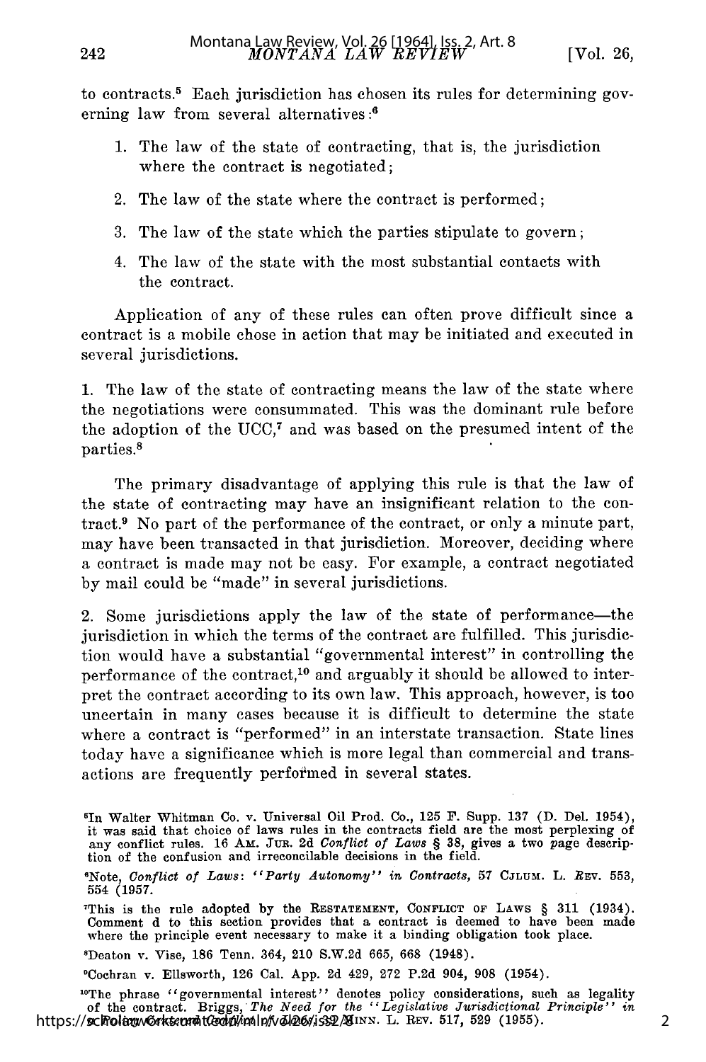to contracts.[5] Each jurisdiction has chosen its rules for determining governing law from several alternatives:[6]

1. The law of the state of contracting, that is, the jurisdiction where the contract is negotiated;

2. The law of the state where the contract is performed;

3. The law of the state which the parties stipulate to govern;

4. The law of the state with the most substantial contacts with the contract.

Application of any of these rules can often prove difficult since a contract is a mobile chose in action that may be initiated and executed in several jurisdictions.

1. The law of the state of contracting means the law of the state where the negotiations were consummated. This was the dominant rule before the adoption of the UCC,[7] and was based on the presumed intent of the parties.[8]

The primary disadvantage of applying this rule is that the law of the state of contracting may have an insignificant relation to the contract.[9] No part of the performance of the contract, or only a minute part, may have been transacted in that jurisdiction. Moreover, deciding where a contract is made may not be easy. For example, a contract negotiated by mail could be "made" in several jurisdictions.

2. Some jurisdictions apply the law of the state of performance—the jurisdiction in which the terms of the contract are fulfilled. This jurisdiction would have a substantial "governmental interest" in controlling the performance of the contract,[10] and arguably it should be allowed to interpret the contract according to its own law. This approach, however, is too uncertain in many cases because it is difficult to determine the state where a contract is "performed" in an interstate transaction. State lines today have a significance which is more legal than commercial and transactions are frequently performed in several states.

---

[5]In Walter Whitman Co. v. Universal Oil Prod. Co., 125 F. Supp. 137 (D. Del. 1954), it was said that choice of laws rules in the contracts field are the most perplexing of any conflict rules. 16 AM. JUR. 2d *Conflict of Laws* § 38, gives a two page description of the confusion and irreconcilable decisions in the field.

[6]Note, *Conflict of Laws: "Party Autonomy" in Contracts*, 57 COLUM. L. REV. 553, 554 (1957.

[7]This is the rule adopted by the RESTATEMENT, CONFLICT OF LAWS § 311 (1934). Comment d to this section provides that a contract is deemed to have been made where the principle event necessary to make it a binding obligation took place.

[8]Deaton v. Vise, 186 Tenn. 364, 210 S.W.2d 665, 668 (1948).

[9]Cochran v. Ellsworth, 126 Cal. App. 2d 429, 272 P.2d 904, 908 (1954).

[10]The phrase "governmental interest" denotes policy considerations, such as legality of the contract. Briggs, *The Need for the "Legislative Jurisdictional Principle" in Conflict of Laws*, 39 MINN. L. REV. 517, 529 (1955).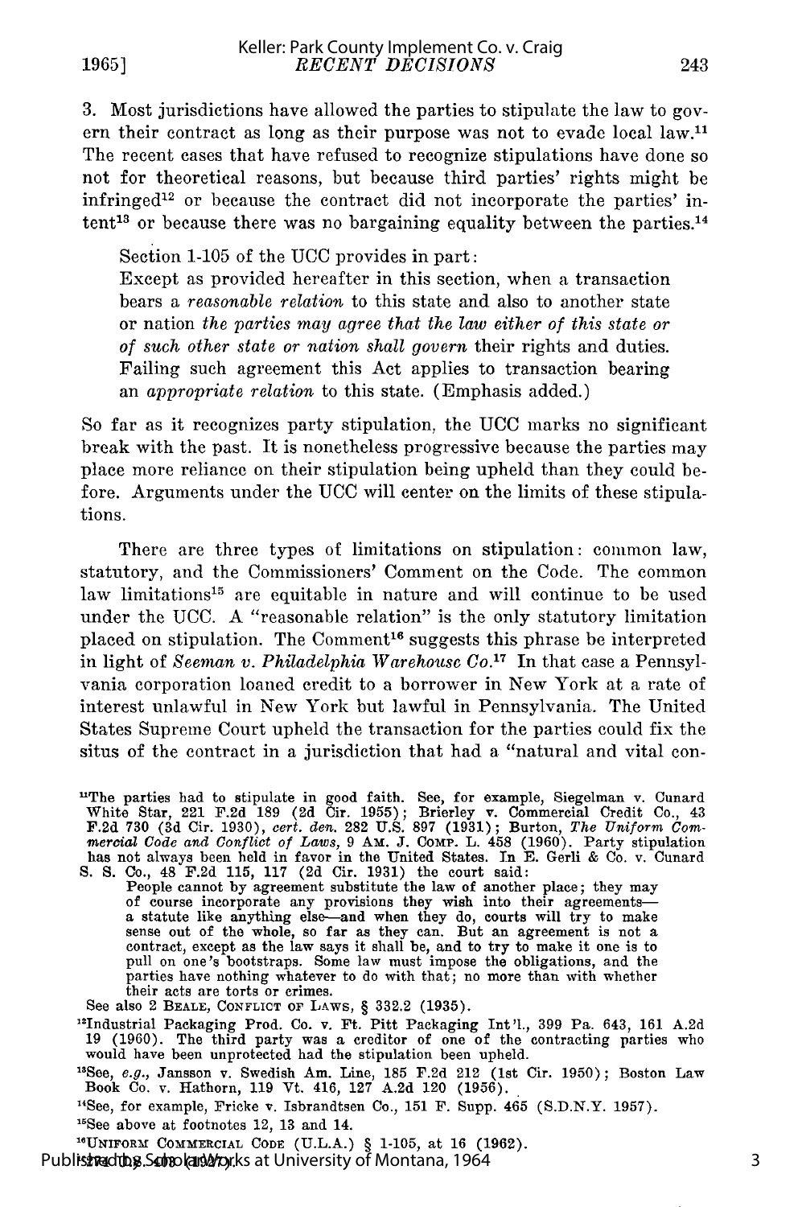3. Most jurisdictions have allowed the parties to stipulate the law to govern their contract as long as their purpose was not to evade local law.[11] The recent cases that have refused to recognize stipulations have done so not for theoretical reasons, but because third parties' rights might be infringed[12] or because the contract did not incorporate the parties' intent[13] or because there was no bargaining equality between the parties.[14]

> Section 1-105 of the UCC provides in part:
>
> Except as provided hereafter in this section, when a transaction bears a *reasonable relation* to this state and also to another state or nation *the parties may agree that the law either of this state or of such other state or nation shall govern* their rights and duties. Failing such agreement this Act applies to transaction bearing an *appropriate relation* to this state. (Emphasis added.)

So far as it recognizes party stipulation, the UCC marks no significant break with the past. It is nonetheless progressive because the parties may place more reliance on their stipulation being upheld than they could before. Arguments under the UCC will center on the limits of these stipulations.

There are three types of limitations on stipulation: common law, statutory, and the Commissioners' Comment on the Code. The common law limitations[15] are equitable in nature and will continue to be used under the UCC. A "reasonable relation" is the only statutory limitation placed on stipulation. The Comment[16] suggests this phrase be interpreted in light of *Seeman v. Philadelphia Warehouse Co.*[17] In that case a Pennsylvania corporation loaned credit to a borrower in New York at a rate of interest unlawful in New York but lawful in Pennsylvania. The United States Supreme Court upheld the transaction for the parties could fix the situs of the contract in a jurisdiction that had a "natural and vital con-

---

[11]The parties had to stipulate in good faith. See, for example, Siegelman v. Cunard White Star, 221 F.2d 189 (2d Cir. 1955); Brierley v. Commercial Credit Co., 43 F.2d 730 (3d Cir. 1930), *cert. den.* 282 U.S. 897 (1931); Burton, *The Uniform Commercial Code and Conflict of Laws*, 9 AM. J. COMP. L. 458 (1960). Party stipulation has not always been held in favor in the United States. In E. Gerli & Co. v. Cunard S. S. Co., 48 F.2d 115, 117 (2d Cir. 1931) the court said:

> People cannot by agreement substitute the law of another place; they may of course incorporate any provisions they wish into their agreements—a statute like anything else—and when they do, courts will try to make sense out of the whole, so far as they can. But an agreement is not a contract, except as the law says it shall be, and to try to make it one is to pull on one's bootstraps. Some law must impose the obligations, and the parties have nothing whatever to do with that; no more than with whether their acts are torts or crimes.

See also 2 BEALE, CONFLICT OF LAWS, § 332.2 (1935).

[12]Industrial Packaging Prod. Co. v. Ft. Pitt Packaging Int'l., 399 Pa. 643, 161 A.2d 19 (1960). The third party was a creditor of one of the contracting parties who would have been unprotected had the stipulation been upheld.

[13]See, *e.g.*, Jansson v. Swedish Am. Line, 185 F.2d 212 (1st Cir. 1950); Boston Law Book Co. v. Hathorn, 119 Vt. 416, 127 A.2d 120 (1956).

[14]See, for example, Fricke v. Isbrandtsen Co., 151 F. Supp. 465 (S.D.N.Y. 1957).

[15]See above at footnotes 12, 13 and 14.

[16]UNIFORM COMMERCIAL CODE (U.L.A.) § 1-105, at 16 (1962).

[17]274 U.S. 403 (1927).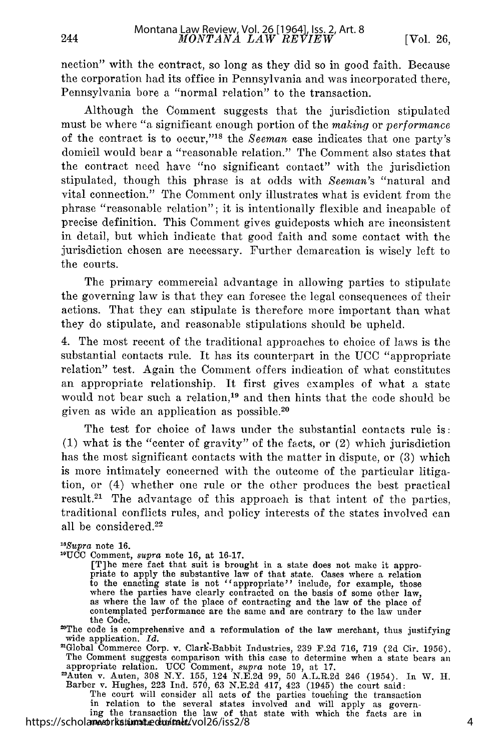nection" with the contract, so long as they did so in good faith. Because the corporation had its office in Pennsylvania and was incorporated there, Pennsylvania bore a "normal relation" to the transaction.

Although the Comment suggests that the jurisdiction stipulated must be where "a significant enough portion of the *making* or *performance* of the contract is to occur,"[18] the *Seeman* case indicates that one party's domicil would bear a "reasonable relation." The Comment also states that the contract need have "no significant contact" with the jurisdiction stipulated, though this phrase is at odds with *Seeman*'s "natural and vital connection." The Comment only illustrates what is evident from the phrase "reasonable relation"; it is intentionally flexible and incapable of precise definition. This Comment gives guideposts which are inconsistent in detail, but which indicate that good faith and some contact with the jurisdiction chosen are necessary. Further demarcation is wisely left to the courts.

The primary commercial advantage in allowing parties to stipulate the governing law is that they can foresee the legal consequences of their actions. That they can stipulate is therefore more important than what they do stipulate, and reasonable stipulations should be upheld.

4. The most recent of the traditional approaches to choice of laws is the substantial contacts rule. It has its counterpart in the UCC "appropriate relation" test. Again the Comment offers indication of what constitutes an appropriate relationship. It first gives examples of what a state would not bear such a relation,[19] and then hints that the code should be given as wide an application as possible.[20]

The test for choice of laws under the substantial contacts rule is: (1) what is the "center of gravity" of the facts, or (2) which jurisdiction has the most significant contacts with the matter in dispute, or (3) which is more intimately concerned with the outcome of the particular litigation, or (4) whether one rule or the other produces the best practical result.[21] The advantage of this approach is that intent of the parties, traditional conflicts rules, and policy interests of the states involved can all be considered.[22]

[18] *Supra* note 16.

[19] UCC Comment, *supra* note 16, at 16-17.

> [T]he mere fact that suit is brought in a state does not make it appropriate to apply the substantive law of that state. Cases where a relation to the enacting state is not "appropriate" include, for example, those where the parties have clearly contracted on the basis of some other law, as where the law of the place of contracting and the law of the place of contemplated performance are the same and are contrary to the law under the Code.

[20] The code is comprehensive and a reformulation of the law merchant, thus justifying wide application. *Id.*

[21] Global Commerce Corp. v. Clark-Babbit Industries, 239 F.2d 716, 719 (2d Cir. 1956). The Comment suggests comparison with this case to determine when a state bears an appropriate relation. UCC Comment, *supra* note 19, at 17.

[22] Auten v. Auten, 308 N.Y. 155, 124 N.E.2d 99, 50 A.L.R.2d 246 (1954). In W. H. Barber v. Hughes, 223 Ind. 570, 63 N.E.2d 417, 423 (1945) the court said:

> The court will consider all acts of the parties touching the transaction in relation to the several states involved and will apply as governing the transaction the law of that state with which the facts are in most intimate contact.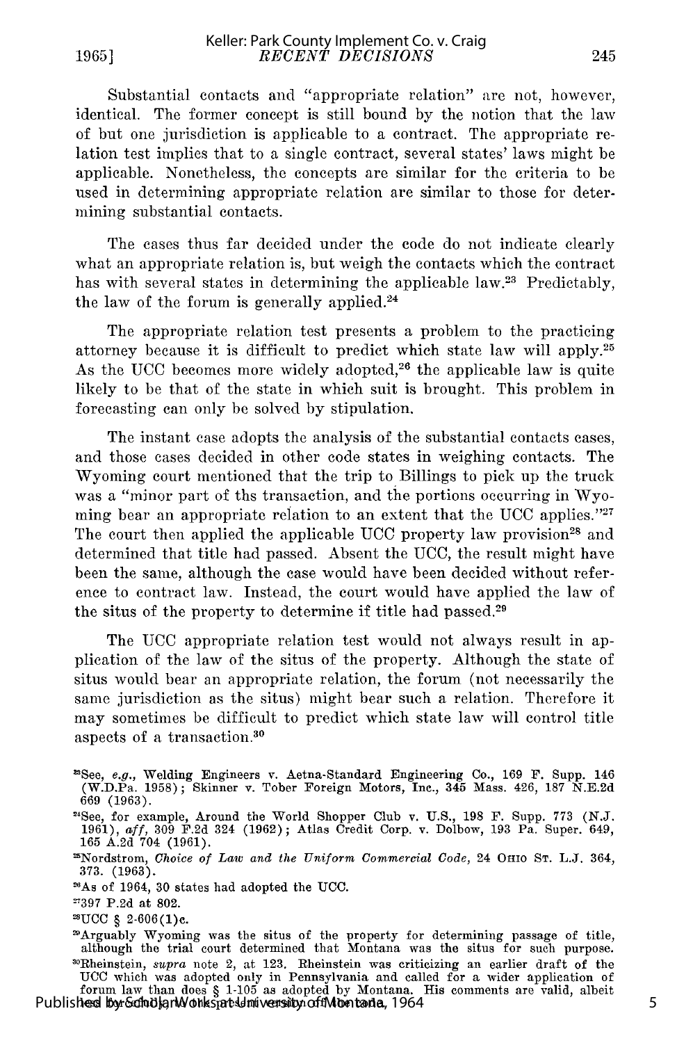Substantial contacts and "appropriate relation" are not, however, identical. The former concept is still bound by the notion that the law of but one jurisdiction is applicable to a contract. The appropriate relation test implies that to a single contract, several states' laws might be applicable. Nonetheless, the concepts are similar for the criteria to be used in determining appropriate relation are similar to those for determining substantial contacts.

The cases thus far decided under the code do not indicate clearly what an appropriate relation is, but weigh the contacts which the contract has with several states in determining the applicable law.[23] Predictably, the law of the forum is generally applied.[24]

The appropriate relation test presents a problem to the practicing attorney because it is difficult to predict which state law will apply.[25] As the UCC becomes more widely adopted,[26] the applicable law is quite likely to be that of the state in which suit is brought. This problem in forecasting can only be solved by stipulation.

The instant case adopts the analysis of the substantial contacts cases, and those cases decided in other code states in weighing contacts. The Wyoming court mentioned that the trip to Billings to pick up the truck was a "minor part of ths transaction, and the portions occurring in Wyoming bear an appropriate relation to an extent that the UCC applies."[27] The court then applied the applicable UCC property law provision[28] and determined that title had passed. Absent the UCC, the result might have been the same, although the case would have been decided without reference to contract law. Instead, the court would have applied the law of the situs of the property to determine if title had passed.[29]

The UCC appropriate relation test would not always result in application of the law of the situs of the property. Although the state of situs would bear an appropriate relation, the forum (not necessarily the same jurisdiction as the situs) might bear such a relation. Therefore it may sometimes be difficult to predict which state law will control title aspects of a transaction.[30]

---

[23]See, *e.g.*, Welding Engineers v. Aetna-Standard Engineering Co., 169 F. Supp. 146 (W.D.Pa. 1958); Skinner v. Tober Foreign Motors, Inc., 345 Mass. 426, 187 N.E.2d 669 (1963).

[24]See, for example, Around the World Shopper Club v. U.S., 198 F. Supp. 773 (N.J. 1961), *aff*, 309 F.2d 324 (1962); Atlas Credit Corp. v. Dolbow, 193 Pa. Super. 649, 165 A.2d 704 (1961).

[25]Nordstrom, *Choice of Law and the Uniform Commercial Code*, 24 OHIO ST. L.J. 364, 373. (1963).

[26]As of 1964, 30 states had adopted the UCC.

[27]397 P.2d at 802.

[28]UCC § 2-606(1)c.

[29]Arguably Wyoming was the situs of the property for determining passage of title, although the trial court determined that Montana was the situs for such purpose.

[30]Rheinstein, *supra* note 2, at 123. Rheinstein was criticizing an earlier draft of the UCC which was adopted only in Pennsylvania and called for a wider application of forum law than does § 1-105 as adopted by Montana. His comments are valid, albeit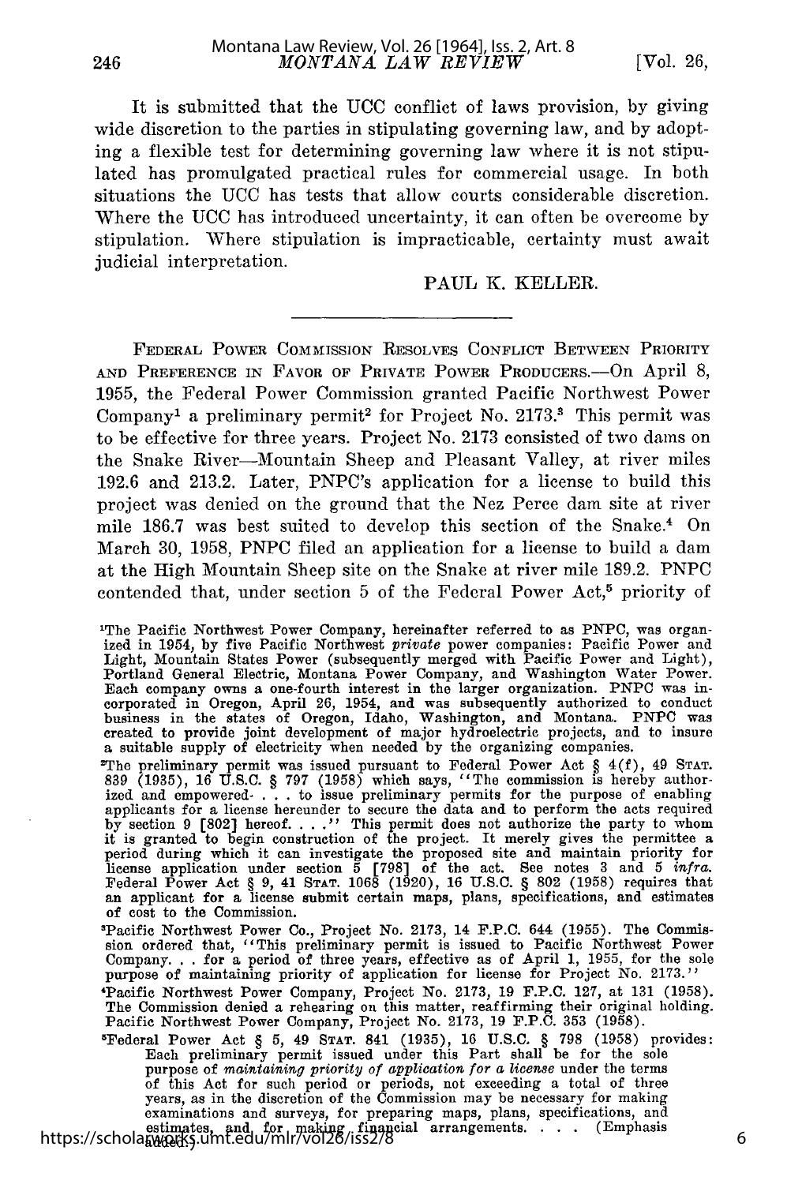It is submitted that the UCC conflict of laws provision, by giving wide discretion to the parties in stipulating governing law, and by adopting a flexible test for determining governing law where it is not stipulated has promulgated practical rules for commercial usage. In both situations the UCC has tests that allow courts considerable discretion. Where the UCC has introduced uncertainty, it can often be overcome by stipulation. Where stipulation is impracticable, certainty must await judicial interpretation.

PAUL K. KELLER.

---

FEDERAL POWER COMMISSION RESOLVES CONFLICT BETWEEN PRIORITY AND PREFERENCE IN FAVOR OF PRIVATE POWER PRODUCERS.—On April 8, 1955, the Federal Power Commission granted Pacific Northwest Power Company[1] a preliminary permit[2] for Project No. 2173.[3] This permit was to be effective for three years. Project No. 2173 consisted of two dams on the Snake River—Mountain Sheep and Pleasant Valley, at river miles 192.6 and 213.2. Later, PNPC's application for a license to build this project was denied on the ground that the Nez Perce dam site at river mile 186.7 was best suited to develop this section of the Snake.[4] On March 30, 1958, PNPC filed an application for a license to build a dam at the High Mountain Sheep site on the Snake at river mile 189.2. PNPC contended that, under section 5 of the Federal Power Act,[5] priority of

[1]The Pacific Northwest Power Company, hereinafter referred to as PNPC, was organized in 1954, by five Pacific Northwest *private* power companies: Pacific Power and Light, Mountain States Power (subsequently merged with Pacific Power and Light), Portland General Electric, Montana Power Company, and Washington Water Power. Each company owns a one-fourth interest in the larger organization. PNPC was incorporated in Oregon, April 26, 1954, and was subsequently authorized to conduct business in the states of Oregon, Idaho, Washington, and Montana. PNPC was created to provide joint development of major hydroelectric projects, and to insure a suitable supply of electricity when needed by the organizing companies.

[2]The preliminary permit was issued pursuant to Federal Power Act § 4(f), 49 STAT. 839 (1935), 16 U.S.C. § 797 (1958) which says, "The commission is hereby authorized and empowered . . . to issue preliminary permits for the purpose of enabling applicants for a license hereunder to secure the data and to perform the acts required by section 9 [802] hereof. . . ." This permit does not authorize the party to whom it is granted to begin construction of the project. It merely gives the permittee a period during which it can investigate the proposed site and maintain priority for license application under section 5 [798] of the act. See notes 3 and 5 *infra*. Federal Power Act § 9, 41 STAT. 1068 (1920), 16 U.S.C. § 802 (1958) requires that an applicant for a license submit certain maps, plans, specifications, and estimates of cost to the Commission.

[3]Pacific Northwest Power Co., Project No. 2173, 14 F.P.C. 644 (1955). The Commission ordered that, "This preliminary permit is issued to Pacific Northwest Power Company. . . for a period of three years, effective as of April 1, 1955, for the sole purpose of maintaining priority of application for license for Project No. 2173."

[4]Pacific Northwest Power Company, Project No. 2173, 19 F.P.C. 127, at 131 (1958). The Commission denied a rehearing on this matter, reaffirming their original holding. Pacific Northwest Power Company, Project No. 2173, 19 F.P.C. 353 (1958).

[5]Federal Power Act § 5, 49 STAT. 841 (1935), 16 U.S.C. § 798 (1958) provides:

> Each preliminary permit issued under this Part shall be for the sole purpose of *maintaining priority of application for a license* under the terms of this Act for such period or periods, not exceeding a total of three years, as in the discretion of the Commission may be necessary for making examinations and surveys, for preparing maps, plans, specifications, and estimates, and for making financial arrangements. . . . (Emphasis added.)